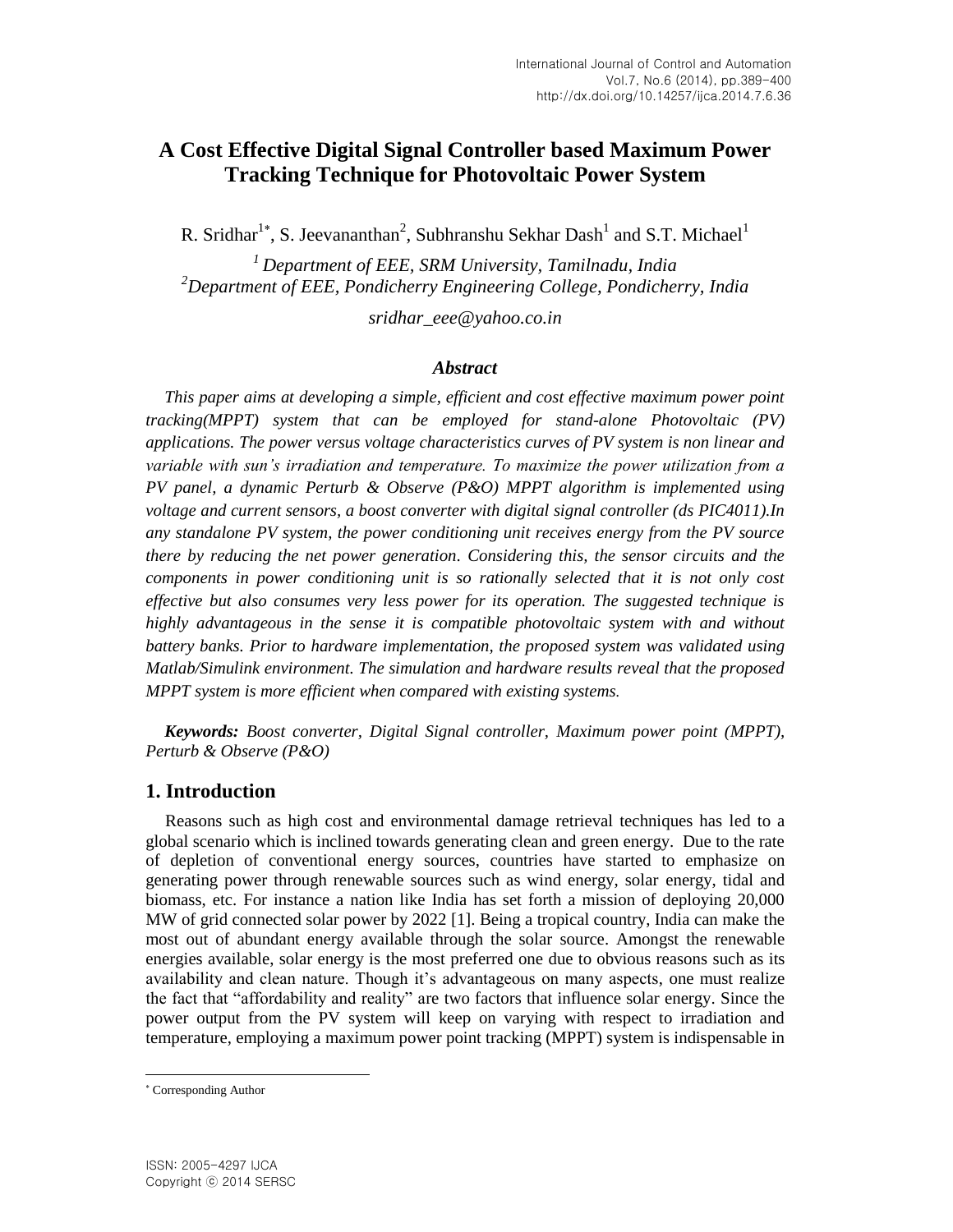# A Cost Effective Digital Signal Controller based Maximum Power Tracking Technique for Photovoltaic Power System

R. Sridhar[1*], S. Jeevananthan[2], Subhranshu Sekhar Dash[1] and S.T. Michael[1]

*[1] Department of EEE, SRM University, Tamilnadu, India*
*[2] Department of EEE, Pondicherry Engineering College, Pondicherry, India*

*sridhar_eee@yahoo.co.in*

### *Abstract*

*This paper aims at developing a simple, efficient and cost effective maximum power point tracking(MPPT) system that can be employed for stand-alone Photovoltaic (PV) applications. The power versus voltage characteristics curves of PV system is non linear and variable with sun's irradiation and temperature. To maximize the power utilization from a PV panel, a dynamic Perturb & Observe (P&O) MPPT algorithm is implemented using voltage and current sensors, a boost converter with digital signal controller (ds PIC4011).In any standalone PV system, the power conditioning unit receives energy from the PV source there by reducing the net power generation. Considering this, the sensor circuits and the components in power conditioning unit is so rationally selected that it is not only cost effective but also consumes very less power for its operation. The suggested technique is highly advantageous in the sense it is compatible photovoltaic system with and without battery banks. Prior to hardware implementation, the proposed system was validated using Matlab/Simulink environment. The simulation and hardware results reveal that the proposed MPPT system is more efficient when compared with existing systems.*

***Keywords:*** *Boost converter, Digital Signal controller, Maximum power point (MPPT), Perturb & Observe (P&O)*

## 1. Introduction

Reasons such as high cost and environmental damage retrieval techniques has led to a global scenario which is inclined towards generating clean and green energy. Due to the rate of depletion of conventional energy sources, countries have started to emphasize on generating power through renewable sources such as wind energy, solar energy, tidal and biomass, etc. For instance a nation like India has set forth a mission of deploying 20,000 MW of grid connected solar power by 2022 [1]. Being a tropical country, India can make the most out of abundant energy available through the solar source. Amongst the renewable energies available, solar energy is the most preferred one due to obvious reasons such as its availability and clean nature. Though it's advantageous on many aspects, one must realize the fact that "affordability and reality" are two factors that influence solar energy. Since the power output from the PV system will keep on varying with respect to irradiation and temperature, employing a maximum power point tracking (MPPT) system is indispensable in

[*] Corresponding Author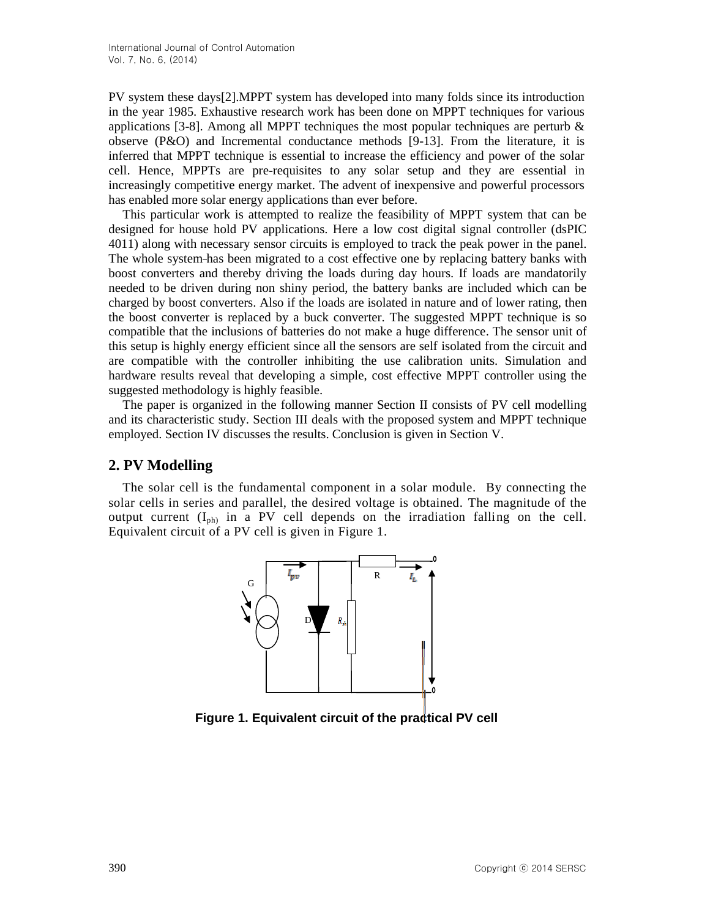PV system these days[2].MPPT system has developed into many folds since its introduction in the year 1985. Exhaustive research work has been done on MPPT techniques for various applications [3-8]. Among all MPPT techniques the most popular techniques are perturb & observe (P&O) and Incremental conductance methods [9-13]. From the literature, it is inferred that MPPT technique is essential to increase the efficiency and power of the solar cell. Hence, MPPTs are pre-requisites to any solar setup and they are essential in increasingly competitive energy market. The advent of inexpensive and powerful processors has enabled more solar energy applications than ever before.

This particular work is attempted to realize the feasibility of MPPT system that can be designed for house hold PV applications. Here a low cost digital signal controller (dsPIC 4011) along with necessary sensor circuits is employed to track the peak power in the panel. The whole system has been migrated to a cost effective one by replacing battery banks with boost converters and thereby driving the loads during day hours. If loads are mandatorily needed to be driven during non shiny period, the battery banks are included which can be charged by boost converters. Also if the loads are isolated in nature and of lower rating, then the boost converter is replaced by a buck converter. The suggested MPPT technique is so compatible that the inclusions of batteries do not make a huge difference. The sensor unit of this setup is highly energy efficient since all the sensors are self isolated from the circuit and are compatible with the controller inhibiting the use calibration units. Simulation and hardware results reveal that developing a simple, cost effective MPPT controller using the suggested methodology is highly feasible.

The paper is organized in the following manner Section II consists of PV cell modelling and its characteristic study. Section III deals with the proposed system and MPPT technique employed. Section IV discusses the results. Conclusion is given in Section V.

## 2. PV Modelling

The solar cell is the fundamental component in a solar module. By connecting the solar cells in series and parallel, the desired voltage is obtained. The magnitude of the output current ($I_{ph}$) in a PV cell depends on the irradiation falling on the cell. Equivalent circuit of a PV cell is given in Figure 1.

$I_{pv}$

G

D

$R_{sh}$

R

$I_L$

**Figure 1. Equivalent circuit of the practical PV cell**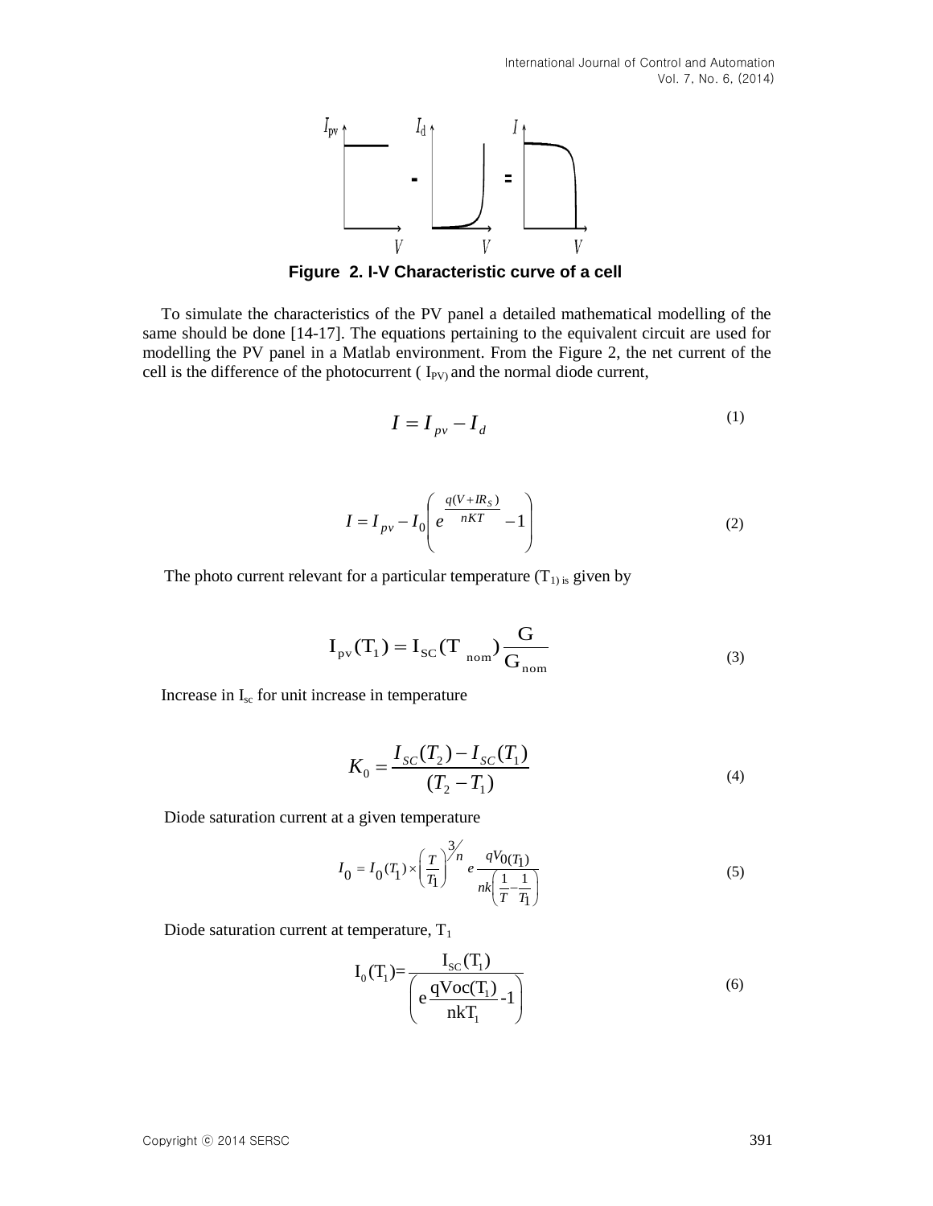**Figure 2. I-V Characteristic curve of a cell**

To simulate the characteristics of the PV panel a detailed mathematical modelling of the same should be done [14-17]. The equations pertaining to the equivalent circuit are used for modelling the PV panel in a Matlab environment. From the Figure 2, the net current of the cell is the difference of the photocurrent ( $I_{PV}$) and the normal diode current,

$$I = I_{pv} - I_d \tag{1}$$

$$I = I_{pv} - I_0\left(e^{\frac{q(V+IR_S)}{nKT}} - 1\right) \tag{2}$$

The photo current relevant for a particular temperature ($T_1$) is given by

$$I_{pv}(T_1) = I_{SC}(T_{nom})\frac{G}{G_{nom}} \tag{3}$$

Increase in $I_{sc}$ for unit increase in temperature

$$K_0 = \frac{I_{SC}(T_2) - I_{SC}(T_1)}{(T_2 - T_1)} \tag{4}$$

Diode saturation current at a given temperature

$$I_0 = I_0(T_1) \times \left(\frac{T}{T_1}\right)^{3/n} e^{\frac{qV_{0(T_1)}}{nk\left(\frac{1}{T} - \frac{1}{T_1}\right)}} \tag{5}$$

Diode saturation current at temperature, $T_1$

$$I_0(T_1) = \frac{I_{SC}(T_1)}{\left(e^{\frac{qVoc(T_1)}{nkT_1}} - 1\right)} \tag{6}$$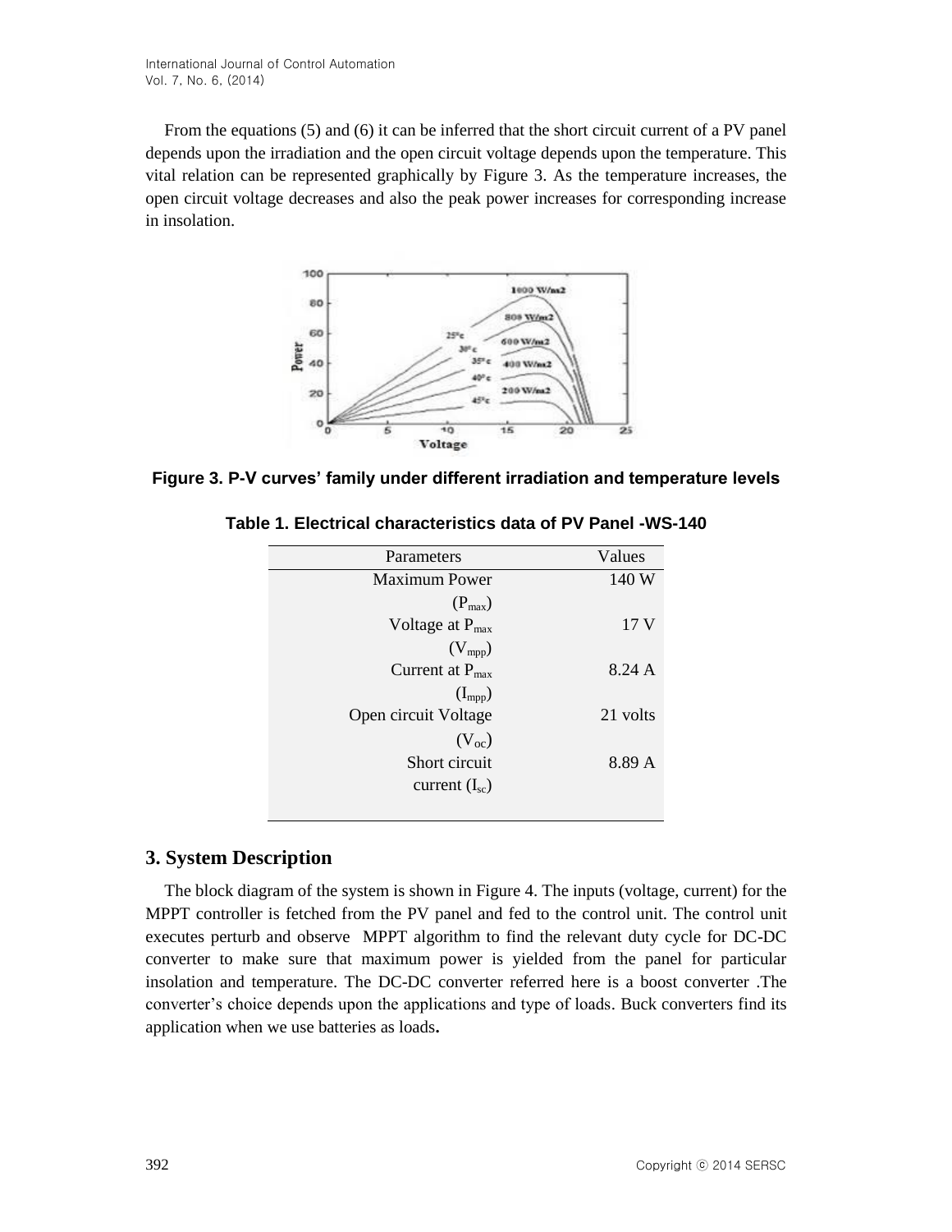From the equations (5) and (6) it can be inferred that the short circuit current of a PV panel depends upon the irradiation and the open circuit voltage depends upon the temperature. This vital relation can be represented graphically by Figure 3. As the temperature increases, the open circuit voltage decreases and also the peak power increases for corresponding increase in insolation.

**Figure 3. P-V curves' family under different irradiation and temperature levels**

**Table 1. Electrical characteristics data of PV Panel -WS-140**

| Parameters | Values |
| --- | --- |
| Maximum Power ($P_{max}$) | 140 W |
| Voltage at $P_{max}$ ($V_{mpp}$) | 17 V |
| Current at $P_{max}$ ($I_{mpp}$) | 8.24 A |
| Open circuit Voltage ($V_{oc}$) | 21 volts |
| Short circuit current ($I_{sc}$) | 8.89 A |

## 3. System Description

The block diagram of the system is shown in Figure 4. The inputs (voltage, current) for the MPPT controller is fetched from the PV panel and fed to the control unit. The control unit executes perturb and observe MPPT algorithm to find the relevant duty cycle for DC-DC converter to make sure that maximum power is yielded from the panel for particular insolation and temperature. The DC-DC converter referred here is a boost converter .The converter's choice depends upon the applications and type of loads. Buck converters find its application when we use batteries as loads**.**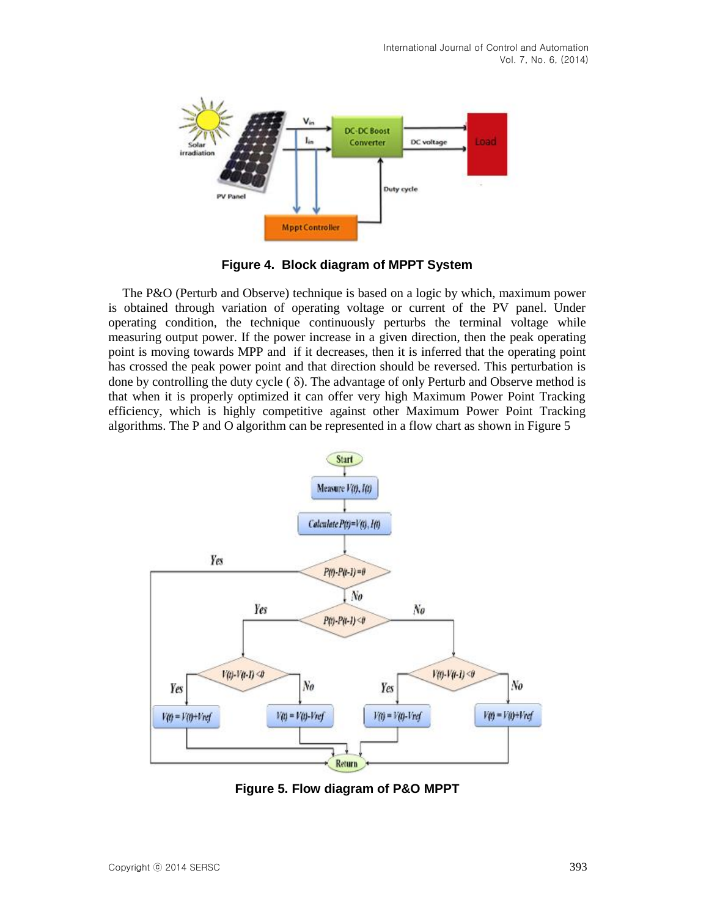**Figure 4. Block diagram of MPPT System**

The P&O (Perturb and Observe) technique is based on a logic by which, maximum power is obtained through variation of operating voltage or current of the PV panel. Under operating condition, the technique continuously perturbs the terminal voltage while measuring output power. If the power increase in a given direction, then the peak operating point is moving towards MPP and if it decreases, then it is inferred that the operating point has crossed the peak power point and that direction should be reversed. This perturbation is done by controlling the duty cycle ( $\delta$). The advantage of only Perturb and Observe method is that when it is properly optimized it can offer very high Maximum Power Point Tracking efficiency, which is highly competitive against other Maximum Power Point Tracking algorithms. The P and O algorithm can be represented in a flow chart as shown in Figure 5

**Figure 5. Flow diagram of P&O MPPT**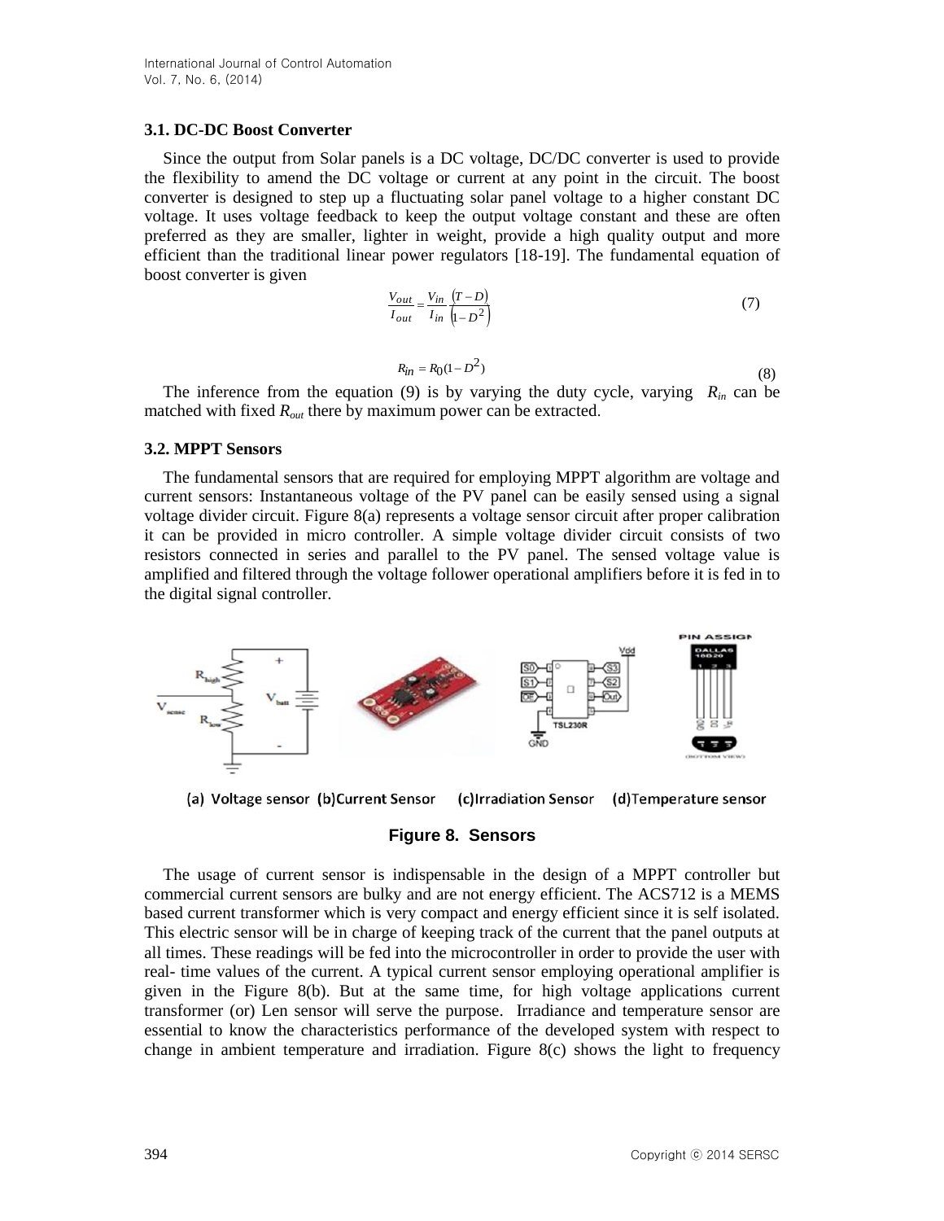### 3.1. DC-DC Boost Converter

Since the output from Solar panels is a DC voltage, DC/DC converter is used to provide the flexibility to amend the DC voltage or current at any point in the circuit. The boost converter is designed to step up a fluctuating solar panel voltage to a higher constant DC voltage. It uses voltage feedback to keep the output voltage constant and these are often preferred as they are smaller, lighter in weight, provide a high quality output and more efficient than the traditional linear power regulators [18-19]. The fundamental equation of boost converter is given

$$\frac{V_{out}}{I_{out}} = \frac{V_{in}}{I_{in}} \frac{(T - D)}{(1 - D^2)} \tag{7}$$

$$R_{in} = R_0(1 - D^2) \tag{8}$$

The inference from the equation (9) is by varying the duty cycle, varying $R_{in}$ can be matched with fixed $R_{out}$ there by maximum power can be extracted.

### 3.2. MPPT Sensors

The fundamental sensors that are required for employing MPPT algorithm are voltage and current sensors: Instantaneous voltage of the PV panel can be easily sensed using a signal voltage divider circuit. Figure 8(a) represents a voltage sensor circuit after proper calibration it can be provided in micro controller. A simple voltage divider circuit consists of two resistors connected in series and parallel to the PV panel. The sensed voltage value is amplified and filtered through the voltage follower operational amplifiers before it is fed in to the digital signal controller.

(a) Voltage sensor (b)Current Sensor (c)Irradiation Sensor (d)Temperature sensor

**Figure 8. Sensors**

The usage of current sensor is indispensable in the design of a MPPT controller but commercial current sensors are bulky and are not energy efficient. The ACS712 is a MEMS based current transformer which is very compact and energy efficient since it is self isolated. This electric sensor will be in charge of keeping track of the current that the panel outputs at all times. These readings will be fed into the microcontroller in order to provide the user with real- time values of the current. A typical current sensor employing operational amplifier is given in the Figure 8(b). But at the same time, for high voltage applications current transformer (or) Len sensor will serve the purpose. Irradiance and temperature sensor are essential to know the characteristics performance of the developed system with respect to change in ambient temperature and irradiation. Figure 8(c) shows the light to frequency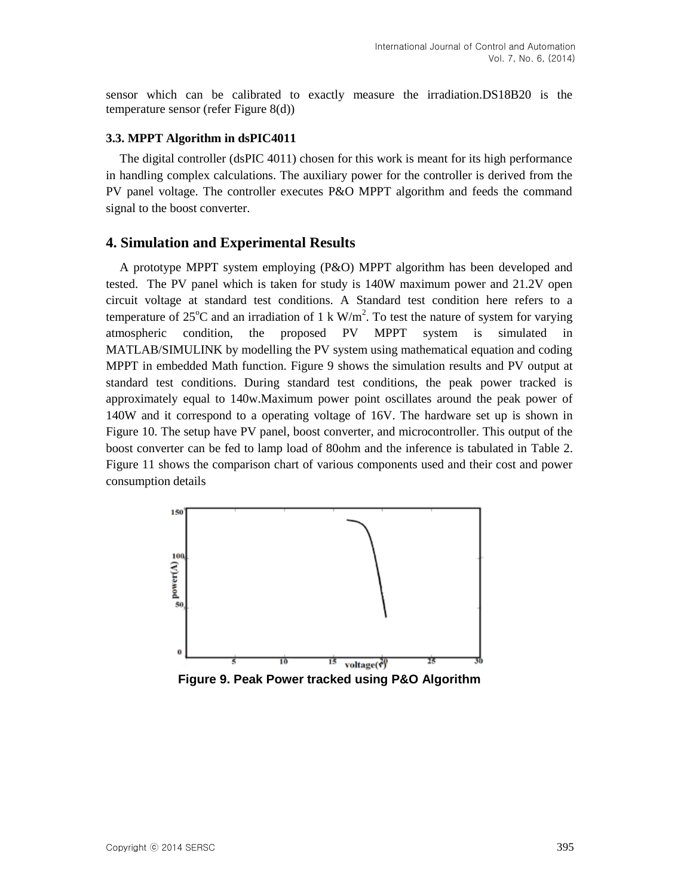sensor which can be calibrated to exactly measure the irradiation.DS18B20 is the temperature sensor (refer Figure 8(d))

### 3.3. MPPT Algorithm in dsPIC4011

The digital controller (dsPIC 4011) chosen for this work is meant for its high performance in handling complex calculations. The auxiliary power for the controller is derived from the PV panel voltage. The controller executes P&O MPPT algorithm and feeds the command signal to the boost converter.

## 4. Simulation and Experimental Results

A prototype MPPT system employing (P&O) MPPT algorithm has been developed and tested. The PV panel which is taken for study is 140W maximum power and 21.2V open circuit voltage at standard test conditions. A Standard test condition here refers to a temperature of 25$^o$C and an irradiation of 1 k W/m$^2$. To test the nature of system for varying atmospheric condition, the proposed PV MPPT system is simulated in MATLAB/SIMULINK by modelling the PV system using mathematical equation and coding MPPT in embedded Math function. Figure 9 shows the simulation results and PV output at standard test conditions. During standard test conditions, the peak power tracked is approximately equal to 140w.Maximum power point oscillates around the peak power of 140W and it correspond to a operating voltage of 16V. The hardware set up is shown in Figure 10. The setup have PV panel, boost converter, and microcontroller. This output of the boost converter can be fed to lamp load of 80ohm and the inference is tabulated in Table 2. Figure 11 shows the comparison chart of various components used and their cost and power consumption details

**Figure 9. Peak Power tracked using P&O Algorithm**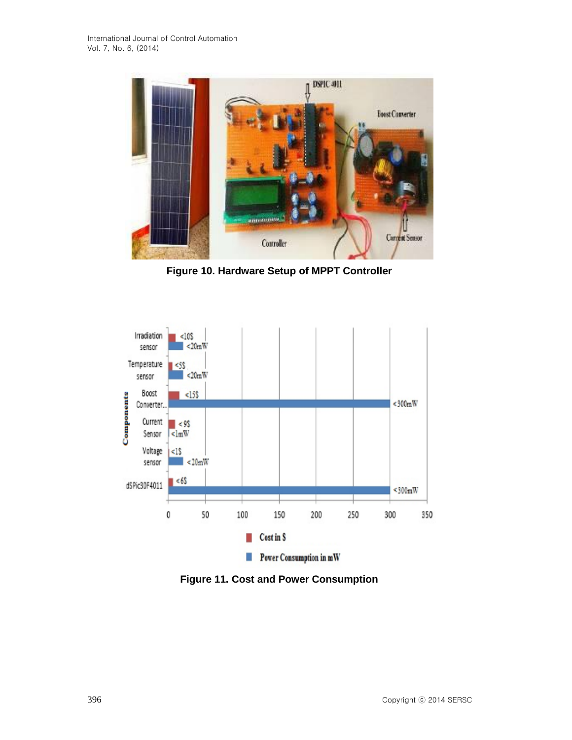Figure 10. Hardware Setup of MPPT Controller

Figure 11. Cost and Power Consumption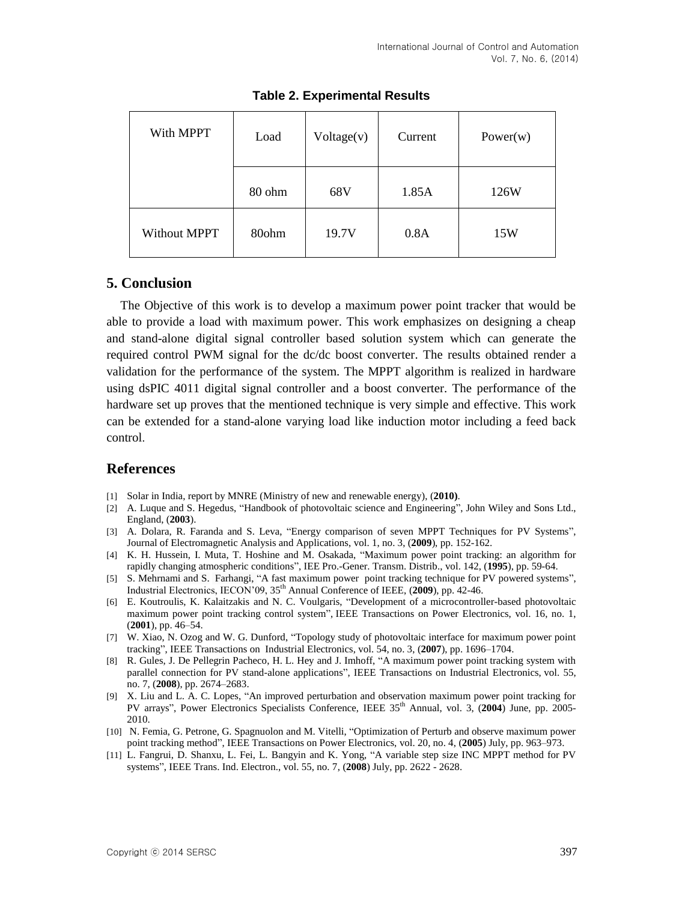**Table 2. Experimental Results**

| With MPPT | Load | Voltage(v) | Current | Power(w) |
|---|---|---|---|---|
| | 80 ohm | 68V | 1.85A | 126W |
| Without MPPT | 80ohm | 19.7V | 0.8A | 15W |

## 5. Conclusion

The Objective of this work is to develop a maximum power point tracker that would be able to provide a load with maximum power. This work emphasizes on designing a cheap and stand-alone digital signal controller based solution system which can generate the required control PWM signal for the dc/dc boost converter. The results obtained render a validation for the performance of the system. The MPPT algorithm is realized in hardware using dsPIC 4011 digital signal controller and a boost converter. The performance of the hardware set up proves that the mentioned technique is very simple and effective. This work can be extended for a stand-alone varying load like induction motor including a feed back control.

## References

[1] Solar in India, report by MNRE (Ministry of new and renewable energy), (**2010)**.

[2] A. Luque and S. Hegedus, "Handbook of photovoltaic science and Engineering", John Wiley and Sons Ltd., England, (**2003**).

[3] A. Dolara, R. Faranda and S. Leva, "Energy comparison of seven MPPT Techniques for PV Systems", Journal of Electromagnetic Analysis and Applications, vol. 1, no. 3, (**2009**), pp. 152-162.

[4] K. H. Hussein, I. Muta, T. Hoshine and M. Osakada, "Maximum power point tracking: an algorithm for rapidly changing atmospheric conditions", IEE Pro.-Gener. Transm. Distrib., vol. 142, (**1995**), pp. 59-64.

[5] S. Mehrnami and S. Farhangi, "A fast maximum power point tracking technique for PV powered systems", Industrial Electronics, IECON'09, 35th Annual Conference of IEEE, (**2009**), pp. 42-46.

[6] E. Koutroulis, K. Kalaitzakis and N. C. Voulgaris, "Development of a microcontroller-based photovoltaic maximum power point tracking control system", IEEE Transactions on Power Electronics, vol. 16, no. 1, (**2001**), pp. 46–54.

[7] W. Xiao, N. Ozog and W. G. Dunford, "Topology study of photovoltaic interface for maximum power point tracking", IEEE Transactions on Industrial Electronics, vol. 54, no. 3, (**2007**), pp. 1696–1704.

[8] R. Gules, J. De Pellegrin Pacheco, H. L. Hey and J. Imhoff, "A maximum power point tracking system with parallel connection for PV stand-alone applications", IEEE Transactions on Industrial Electronics, vol. 55, no. 7, (**2008**), pp. 2674–2683.

[9] X. Liu and L. A. C. Lopes, "An improved perturbation and observation maximum power point tracking for PV arrays", Power Electronics Specialists Conference, IEEE 35th Annual, vol. 3, (**2004**) June, pp. 2005-2010.

[10] N. Femia, G. Petrone, G. Spagnuolon and M. Vitelli, "Optimization of Perturb and observe maximum power point tracking method", IEEE Transactions on Power Electronics, vol. 20, no. 4, (**2005**) July, pp. 963–973.

[11] L. Fangrui, D. Shanxu, L. Fei, L. Bangyin and K. Yong, "A variable step size INC MPPT method for PV systems", IEEE Trans. Ind. Electron., vol. 55, no. 7, (**2008**) July, pp. 2622 - 2628.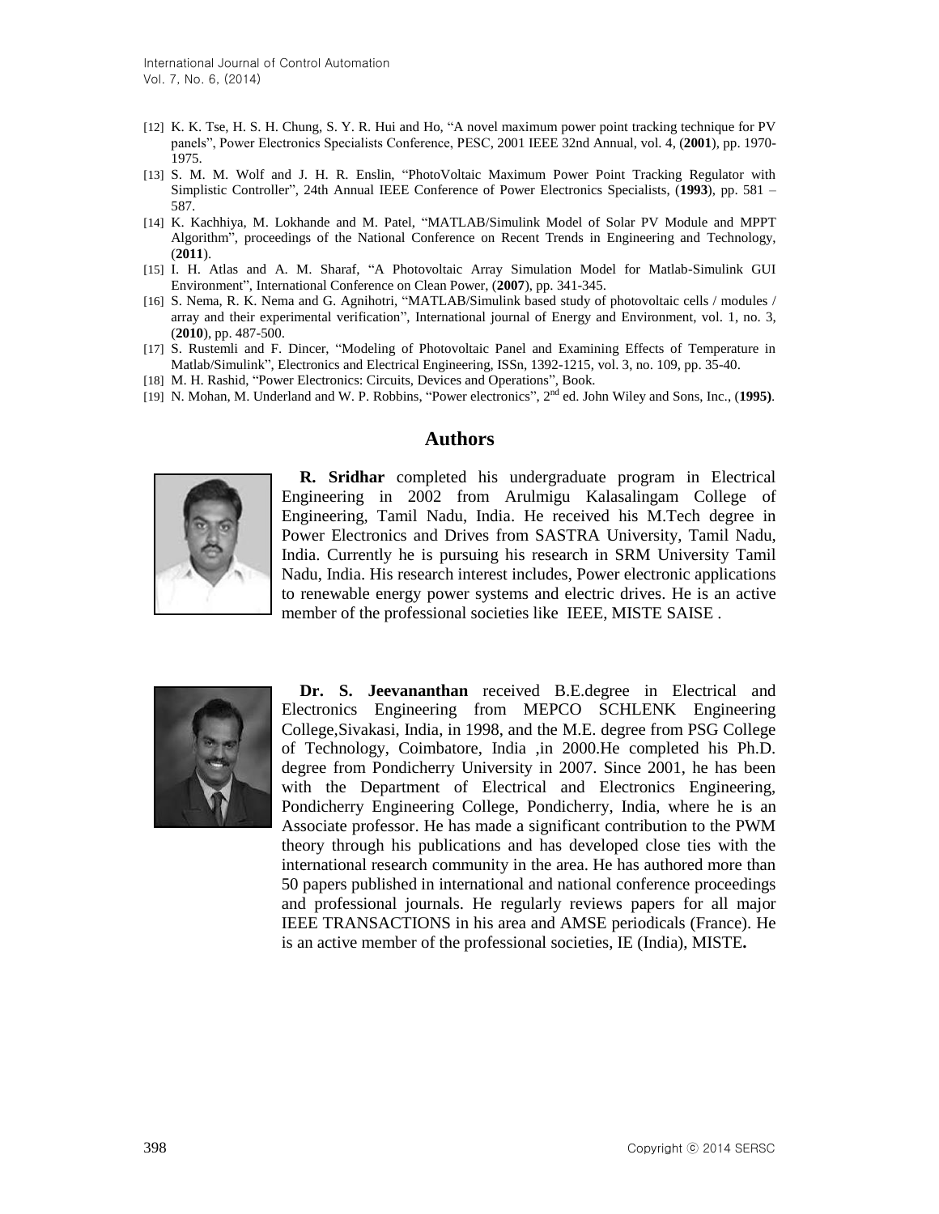[12] K. K. Tse, H. S. H. Chung, S. Y. R. Hui and Ho, "A novel maximum power point tracking technique for PV panels", Power Electronics Specialists Conference, PESC, 2001 IEEE 32nd Annual, vol. 4, (**2001**), pp. 1970-1975.

[13] S. M. M. Wolf and J. H. R. Enslin, "PhotoVoltaic Maximum Power Point Tracking Regulator with Simplistic Controller", 24th Annual IEEE Conference of Power Electronics Specialists, (**1993**), pp. 581 – 587.

[14] K. Kachhiya, M. Lokhande and M. Patel, "MATLAB/Simulink Model of Solar PV Module and MPPT Algorithm", proceedings of the National Conference on Recent Trends in Engineering and Technology, (**2011**).

[15] I. H. Atlas and A. M. Sharaf, "A Photovoltaic Array Simulation Model for Matlab-Simulink GUI Environment", International Conference on Clean Power, (**2007**), pp. 341-345.

[16] S. Nema, R. K. Nema and G. Agnihotri, "MATLAB/Simulink based study of photovoltaic cells / modules / array and their experimental verification", International journal of Energy and Environment, vol. 1, no. 3, (**2010**), pp. 487-500.

[17] S. Rustemli and F. Dincer, "Modeling of Photovoltaic Panel and Examining Effects of Temperature in Matlab/Simulink", Electronics and Electrical Engineering, ISSn, 1392-1215, vol. 3, no. 109, pp. 35-40.

[18] M. H. Rashid, "Power Electronics: Circuits, Devices and Operations", Book.

[19] N. Mohan, M. Underland and W. P. Robbins, "Power electronics", 2nd ed. John Wiley and Sons, Inc., (**1995**).

## Authors

**R. Sridhar** completed his undergraduate program in Electrical Engineering in 2002 from Arulmigu Kalasalingam College of Engineering, Tamil Nadu, India. He received his M.Tech degree in Power Electronics and Drives from SASTRA University, Tamil Nadu, India. Currently he is pursuing his research in SRM University Tamil Nadu, India. His research interest includes, Power electronic applications to renewable energy power systems and electric drives. He is an active member of the professional societies like IEEE, MISTE SAISE .

**Dr. S. Jeevananthan** received B.E.degree in Electrical and Electronics Engineering from MEPCO SCHLENK Engineering College,Sivakasi, India, in 1998, and the M.E. degree from PSG College of Technology, Coimbatore, India ,in 2000.He completed his Ph.D. degree from Pondicherry University in 2007. Since 2001, he has been with the Department of Electrical and Electronics Engineering, Pondicherry Engineering College, Pondicherry, India, where he is an Associate professor. He has made a significant contribution to the PWM theory through his publications and has developed close ties with the international research community in the area. He has authored more than 50 papers published in international and national conference proceedings and professional journals. He regularly reviews papers for all major IEEE TRANSACTIONS in his area and AMSE periodicals (France). He is an active member of the professional societies, IE (India), MISTE**.**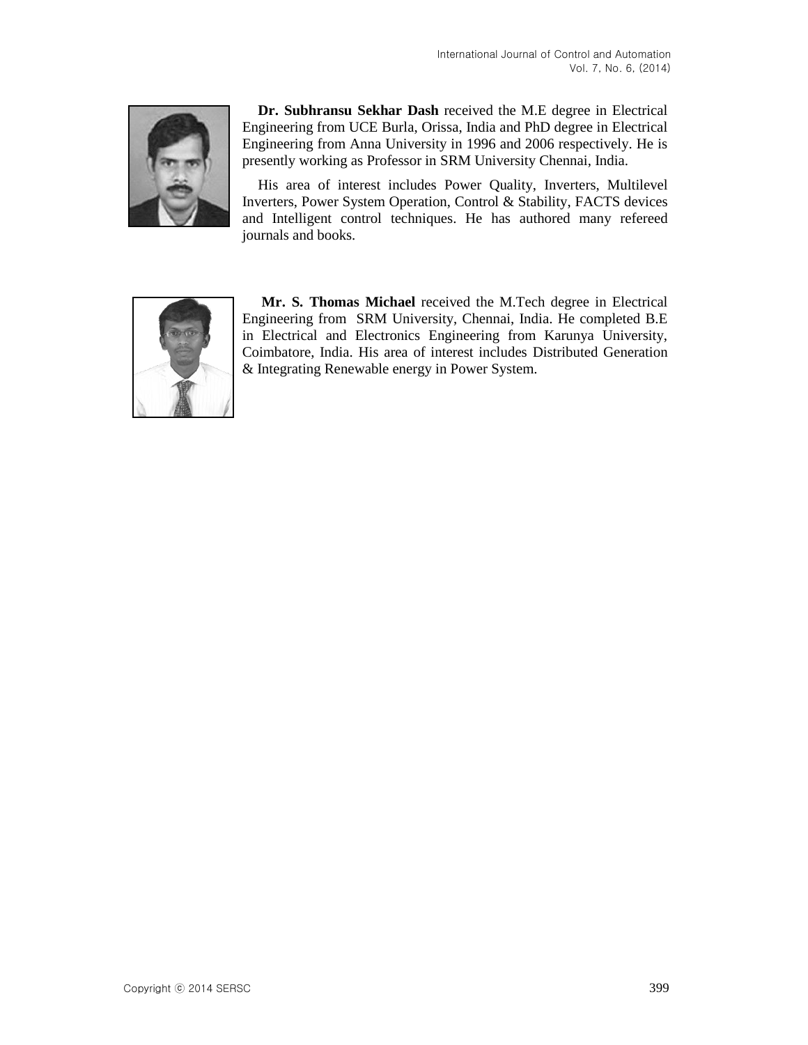**Dr. Subhransu Sekhar Dash** received the M.E degree in Electrical Engineering from UCE Burla, Orissa, India and PhD degree in Electrical Engineering from Anna University in 1996 and 2006 respectively. He is presently working as Professor in SRM University Chennai, India.

His area of interest includes Power Quality, Inverters, Multilevel Inverters, Power System Operation, Control & Stability, FACTS devices and Intelligent control techniques. He has authored many refereed journals and books.

**Mr. S. Thomas Michael** received the M.Tech degree in Electrical Engineering from SRM University, Chennai, India. He completed B.E in Electrical and Electronics Engineering from Karunya University, Coimbatore, India. His area of interest includes Distributed Generation & Integrating Renewable energy in Power System.